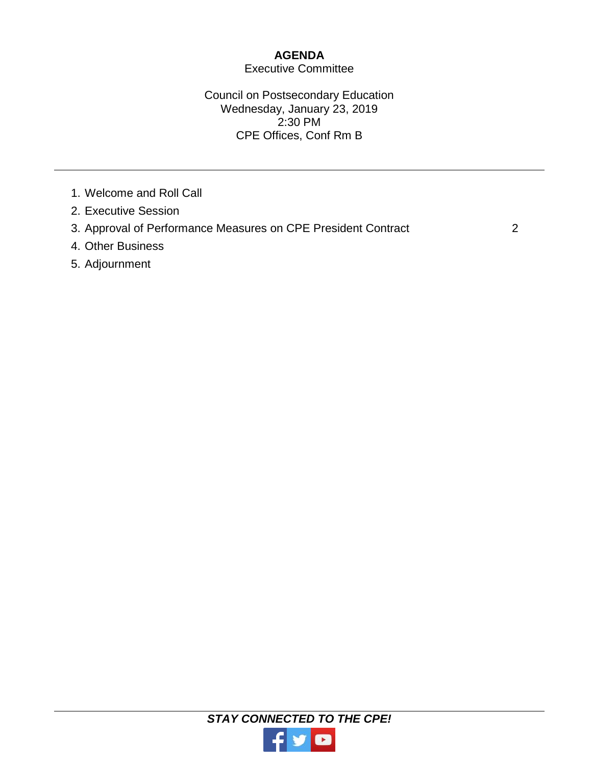# AGENDA

Executive Committee

Council on Postsecondary Education
Wednesday, January 23, 2019
2:30 PM
CPE Offices, Conf Rm B

---

1. Welcome and Roll Call
2. Executive Session
3. Approval of Performance Measures on CPE President Contract 2
4. Other Business
5. Adjournment

---

***STAY CONNECTED TO THE CPE!***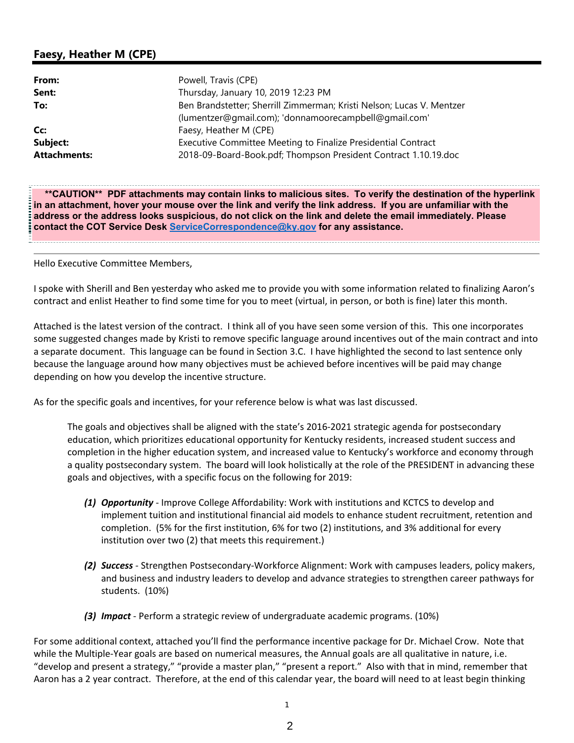## Faesy, Heather M (CPE)

| | |
|---|---|
| **From:** | Powell, Travis (CPE) |
| **Sent:** | Thursday, January 10, 2019 12:23 PM |
| **To:** | Ben Brandstetter; Sherrill Zimmerman; Kristi Nelson; Lucas V. Mentzer (lumentzer@gmail.com); 'donnamoorecampbell@gmail.com' |
| **Cc:** | Faesy, Heather M (CPE) |
| **Subject:** | Executive Committee Meeting to Finalize Presidential Contract |
| **Attachments:** | 2018-09-Board-Book.pdf; Thompson President Contract 1.10.19.doc |

**\*\*CAUTION\*\* PDF attachments may contain links to malicious sites. To verify the destination of the hyperlink in an attachment, hover your mouse over the link and verify the link address. If you are unfamiliar with the address or the address looks suspicious, do not click on the link and delete the email immediately. Please contact the COT Service Desk ServiceCorrespondence@ky.gov for any assistance.**

---

Hello Executive Committee Members,

I spoke with Sherill and Ben yesterday who asked me to provide you with some information related to finalizing Aaron's contract and enlist Heather to find some time for you to meet (virtual, in person, or both is fine) later this month.

Attached is the latest version of the contract. I think all of you have seen some version of this. This one incorporates some suggested changes made by Kristi to remove specific language around incentives out of the main contract and into a separate document. This language can be found in Section 3.C. I have highlighted the second to last sentence only because the language around how many objectives must be achieved before incentives will be paid may change depending on how you develop the incentive structure.

As for the specific goals and incentives, for your reference below is what was last discussed.

> The goals and objectives shall be aligned with the state's 2016-2021 strategic agenda for postsecondary education, which prioritizes educational opportunity for Kentucky residents, increased student success and completion in the higher education system, and increased value to Kentucky's workforce and economy through a quality postsecondary system. The board will look holistically at the role of the PRESIDENT in advancing these goals and objectives, with a specific focus on the following for 2019:
>
> ***(1) Opportunity*** - Improve College Affordability: Work with institutions and KCTCS to develop and implement tuition and institutional financial aid models to enhance student recruitment, retention and completion. (5% for the first institution, 6% for two (2) institutions, and 3% additional for every institution over two (2) that meets this requirement.)
>
> ***(2) Success*** - Strengthen Postsecondary-Workforce Alignment: Work with campuses leaders, policy makers, and business and industry leaders to develop and advance strategies to strengthen career pathways for students. (10%)
>
> ***(3) Impact*** - Perform a strategic review of undergraduate academic programs. (10%)

For some additional context, attached you'll find the performance incentive package for Dr. Michael Crow. Note that while the Multiple-Year goals are based on numerical measures, the Annual goals are all qualitative in nature, i.e. "develop and present a strategy," "provide a master plan," "present a report." Also with that in mind, remember that Aaron has a 2 year contract. Therefore, at the end of this calendar year, the board will need to at least begin thinking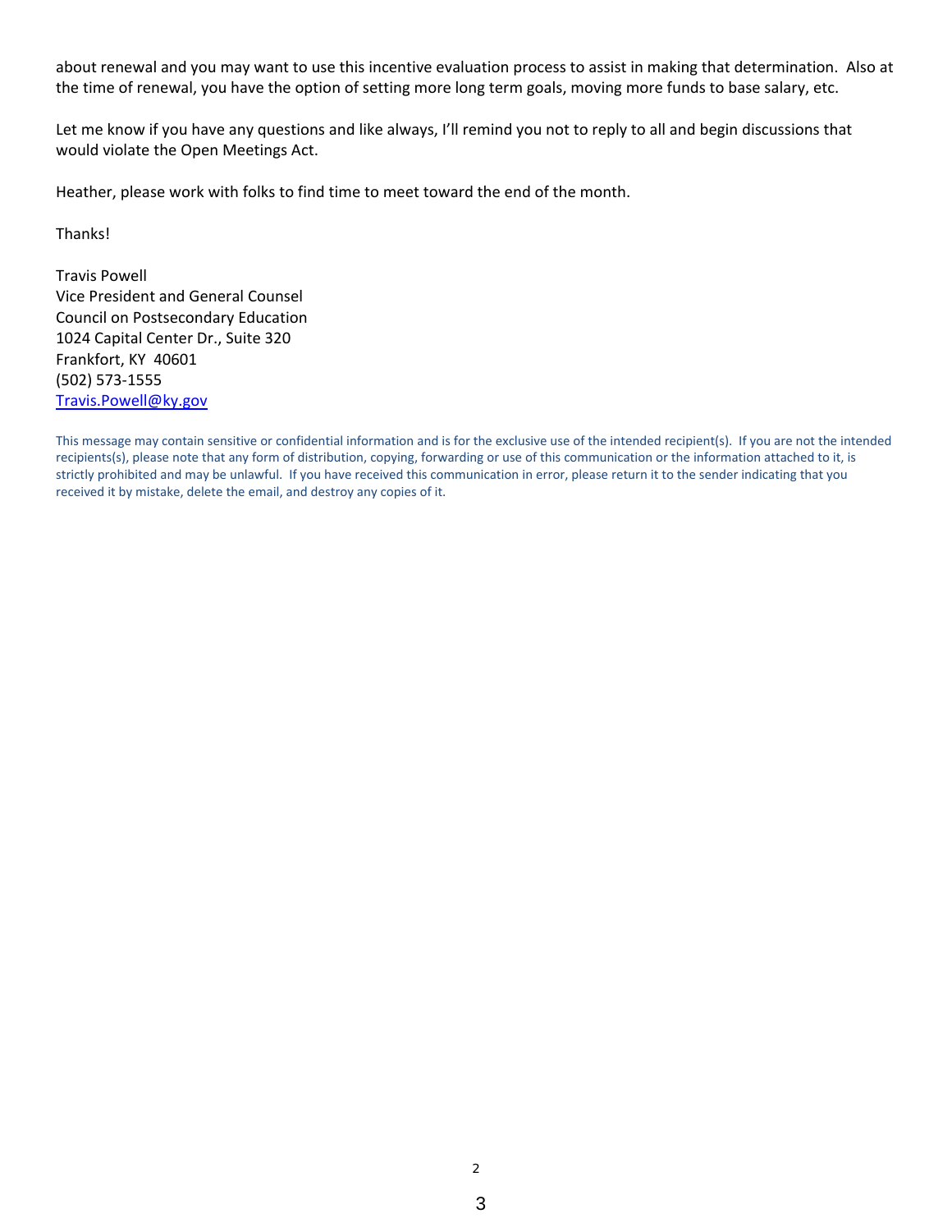about renewal and you may want to use this incentive evaluation process to assist in making that determination. Also at the time of renewal, you have the option of setting more long term goals, moving more funds to base salary, etc.

Let me know if you have any questions and like always, I'll remind you not to reply to all and begin discussions that would violate the Open Meetings Act.

Heather, please work with folks to find time to meet toward the end of the month.

Thanks!

Travis Powell  
Vice President and General Counsel  
Council on Postsecondary Education  
1024 Capital Center Dr., Suite 320  
Frankfort, KY 40601  
(502) 573-1555  
Travis.Powell@ky.gov

This message may contain sensitive or confidential information and is for the exclusive use of the intended recipient(s). If you are not the intended recipients(s), please note that any form of distribution, copying, forwarding or use of this communication or the information attached to it, is strictly prohibited and may be unlawful. If you have received this communication in error, please return it to the sender indicating that you received it by mistake, delete the email, and destroy any copies of it.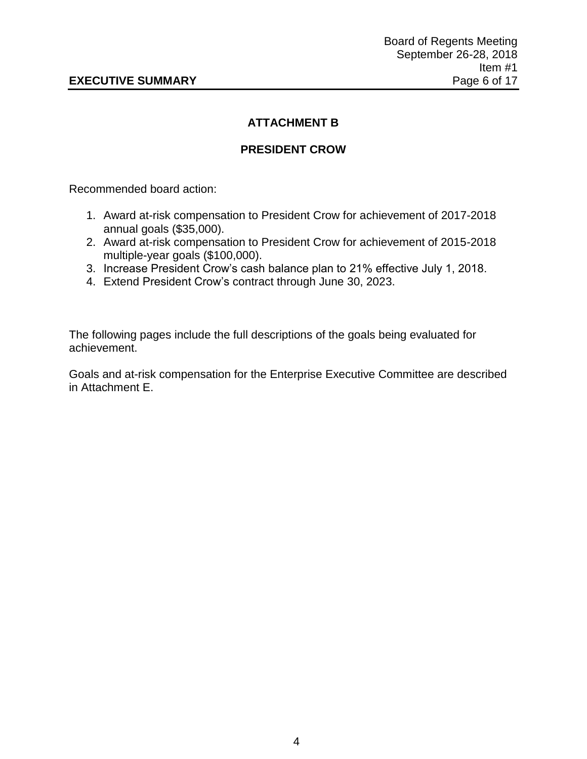## ATTACHMENT B

### PRESIDENT CROW

Recommended board action:

1. Award at-risk compensation to President Crow for achievement of 2017-2018 annual goals ($35,000).
2. Award at-risk compensation to President Crow for achievement of 2015-2018 multiple-year goals ($100,000).
3. Increase President Crow's cash balance plan to 21% effective July 1, 2018.
4. Extend President Crow's contract through June 30, 2023.

The following pages include the full descriptions of the goals being evaluated for achievement.

Goals and at-risk compensation for the Enterprise Executive Committee are described in Attachment E.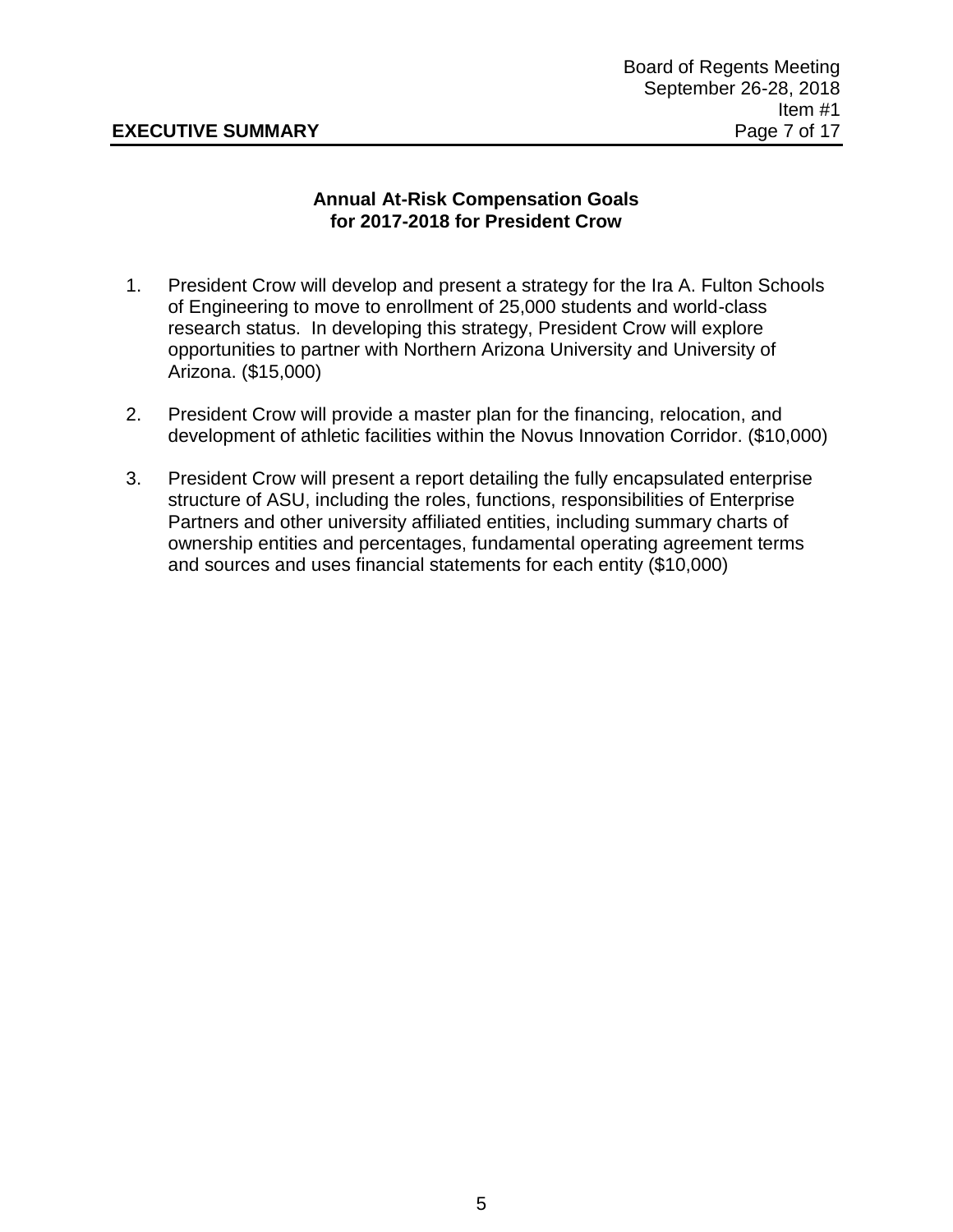## Annual At-Risk Compensation Goals for 2017-2018 for President Crow

1. President Crow will develop and present a strategy for the Ira A. Fulton Schools of Engineering to move to enrollment of 25,000 students and world-class research status. In developing this strategy, President Crow will explore opportunities to partner with Northern Arizona University and University of Arizona. ($15,000)

2. President Crow will provide a master plan for the financing, relocation, and development of athletic facilities within the Novus Innovation Corridor. ($10,000)

3. President Crow will present a report detailing the fully encapsulated enterprise structure of ASU, including the roles, functions, responsibilities of Enterprise Partners and other university affiliated entities, including summary charts of ownership entities and percentages, fundamental operating agreement terms and sources and uses financial statements for each entity ($10,000)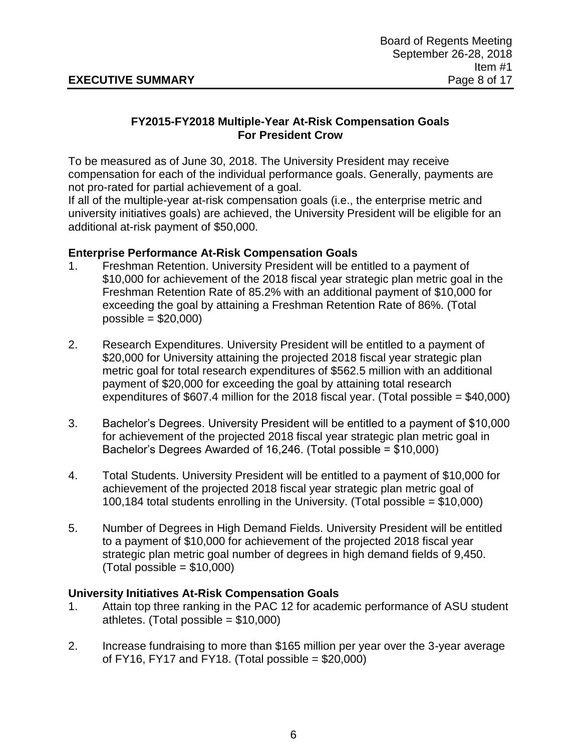## FY2015-FY2018 Multiple-Year At-Risk Compensation Goals For President Crow

To be measured as of June 30, 2018. The University President may receive compensation for each of the individual performance goals. Generally, payments are not pro-rated for partial achievement of a goal.

If all of the multiple-year at-risk compensation goals (i.e., the enterprise metric and university initiatives goals) are achieved, the University President will be eligible for an additional at-risk payment of $50,000.

### Enterprise Performance At-Risk Compensation Goals

1. Freshman Retention. University President will be entitled to a payment of $10,000 for achievement of the 2018 fiscal year strategic plan metric goal in the Freshman Retention Rate of 85.2% with an additional payment of $10,000 for exceeding the goal by attaining a Freshman Retention Rate of 86%. (Total possible = $20,000)

2. Research Expenditures. University President will be entitled to a payment of $20,000 for University attaining the projected 2018 fiscal year strategic plan metric goal for total research expenditures of $562.5 million with an additional payment of $20,000 for exceeding the goal by attaining total research expenditures of $607.4 million for the 2018 fiscal year. (Total possible = $40,000)

3. Bachelor's Degrees. University President will be entitled to a payment of $10,000 for achievement of the projected 2018 fiscal year strategic plan metric goal in Bachelor's Degrees Awarded of 16,246. (Total possible = $10,000)

4. Total Students. University President will be entitled to a payment of $10,000 for achievement of the projected 2018 fiscal year strategic plan metric goal of 100,184 total students enrolling in the University. (Total possible = $10,000)

5. Number of Degrees in High Demand Fields. University President will be entitled to a payment of $10,000 for achievement of the projected 2018 fiscal year strategic plan metric goal number of degrees in high demand fields of 9,450. (Total possible = $10,000)

### University Initiatives At-Risk Compensation Goals

1. Attain top three ranking in the PAC 12 for academic performance of ASU student athletes. (Total possible = $10,000)

2. Increase fundraising to more than $165 million per year over the 3-year average of FY16, FY17 and FY18. (Total possible = $20,000)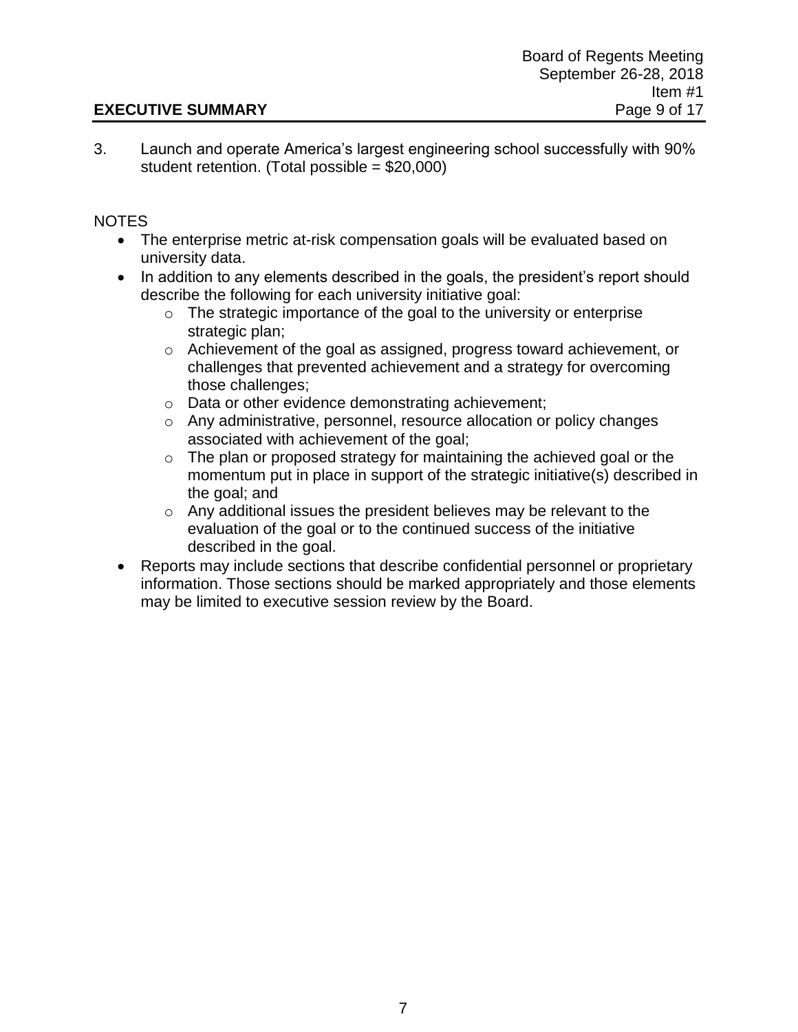3. Launch and operate America's largest engineering school successfully with 90% student retention. (Total possible = $20,000)

NOTES

- The enterprise metric at-risk compensation goals will be evaluated based on university data.
- In addition to any elements described in the goals, the president's report should describe the following for each university initiative goal:
  - The strategic importance of the goal to the university or enterprise strategic plan;
  - Achievement of the goal as assigned, progress toward achievement, or challenges that prevented achievement and a strategy for overcoming those challenges;
  - Data or other evidence demonstrating achievement;
  - Any administrative, personnel, resource allocation or policy changes associated with achievement of the goal;
  - The plan or proposed strategy for maintaining the achieved goal or the momentum put in place in support of the strategic initiative(s) described in the goal; and
  - Any additional issues the president believes may be relevant to the evaluation of the goal or to the continued success of the initiative described in the goal.
- Reports may include sections that describe confidential personnel or proprietary information. Those sections should be marked appropriately and those elements may be limited to executive session review by the Board.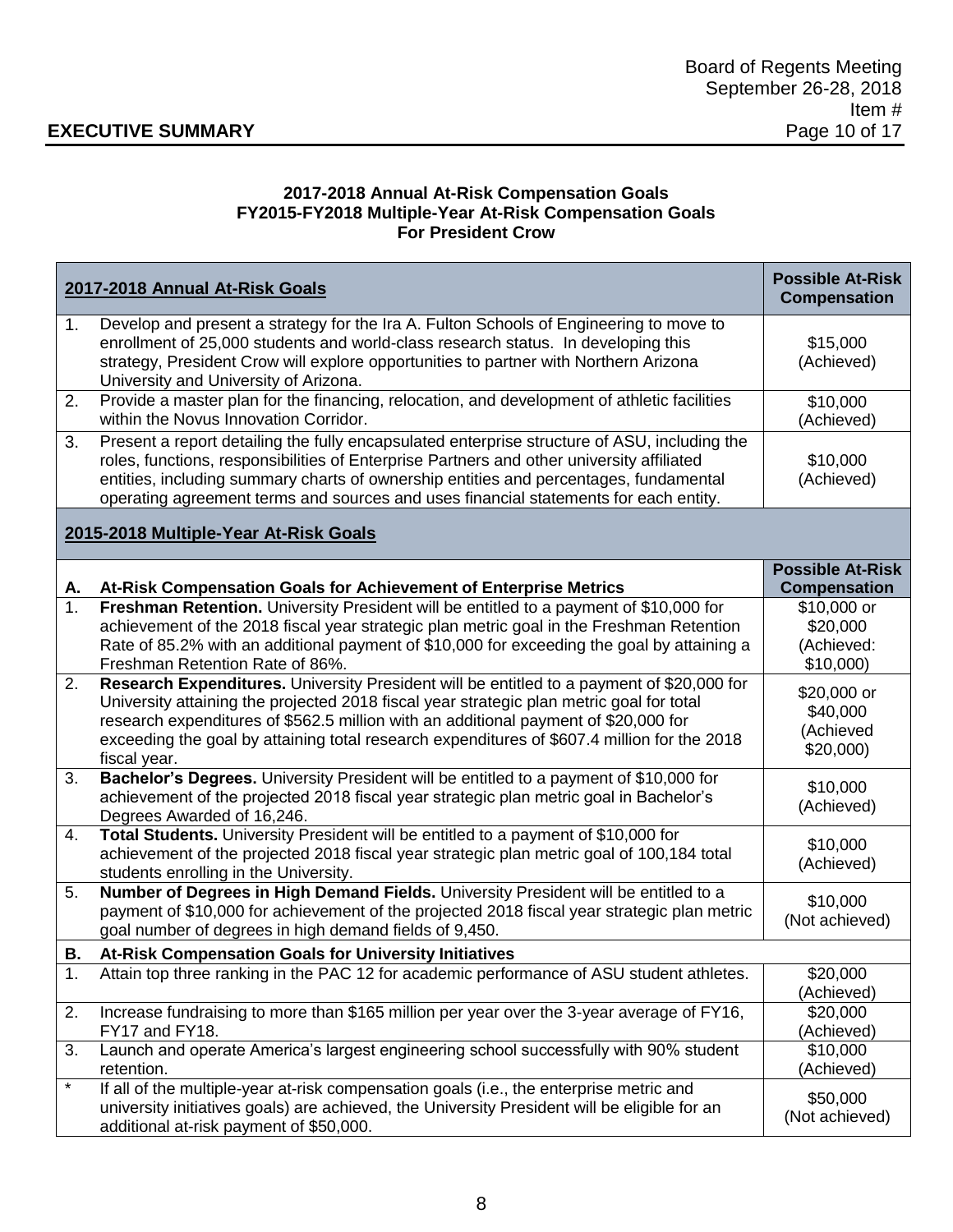**2017-2018 Annual At-Risk Compensation Goals**
**FY2015-FY2018 Multiple-Year At-Risk Compensation Goals**
**For President Crow**

| | **2017-2018 Annual At-Risk Goals** | **Possible At-Risk Compensation** |
|---|---|---|
| 1. | Develop and present a strategy for the Ira A. Fulton Schools of Engineering to move to enrollment of 25,000 students and world-class research status. In developing this strategy, President Crow will explore opportunities to partner with Northern Arizona University and University of Arizona. | $15,000 (Achieved) |
| 2. | Provide a master plan for the financing, relocation, and development of athletic facilities within the Novus Innovation Corridor. | $10,000 (Achieved) |
| 3. | Present a report detailing the fully encapsulated enterprise structure of ASU, including the roles, functions, responsibilities of Enterprise Partners and other university affiliated entities, including summary charts of ownership entities and percentages, fundamental operating agreement terms and sources and uses financial statements for each entity. | $10,000 (Achieved) |
| | **2015-2018 Multiple-Year At-Risk Goals** | |
| **A.** | **At-Risk Compensation Goals for Achievement of Enterprise Metrics** | **Possible At-Risk Compensation** |
| 1. | **Freshman Retention.** University President will be entitled to a payment of $10,000 for achievement of the 2018 fiscal year strategic plan metric goal in the Freshman Retention Rate of 85.2% with an additional payment of $10,000 for exceeding the goal by attaining a Freshman Retention Rate of 86%. | $10,000 or $20,000 (Achieved: $10,000) |
| 2. | **Research Expenditures.** University President will be entitled to a payment of $20,000 for University attaining the projected 2018 fiscal year strategic plan metric goal for total research expenditures of $562.5 million with an additional payment of $20,000 for exceeding the goal by attaining total research expenditures of $607.4 million for the 2018 fiscal year. | $20,000 or $40,000 (Achieved $20,000) |
| 3. | **Bachelor's Degrees.** University President will be entitled to a payment of $10,000 for achievement of the projected 2018 fiscal year strategic plan metric goal in Bachelor's Degrees Awarded of 16,246. | $10,000 (Achieved) |
| 4. | **Total Students.** University President will be entitled to a payment of $10,000 for achievement of the projected 2018 fiscal year strategic plan metric goal of 100,184 total students enrolling in the University. | $10,000 (Achieved) |
| 5. | **Number of Degrees in High Demand Fields.** University President will be entitled to a payment of $10,000 for achievement of the projected 2018 fiscal year strategic plan metric goal number of degrees in high demand fields of 9,450. | $10,000 (Not achieved) |
| **B.** | **At-Risk Compensation Goals for University Initiatives** | |
| 1. | Attain top three ranking in the PAC 12 for academic performance of ASU student athletes. | $20,000 (Achieved) |
| 2. | Increase fundraising to more than $165 million per year over the 3-year average of FY16, FY17 and FY18. | $20,000 (Achieved) |
| 3. | Launch and operate America's largest engineering school successfully with 90% student retention. | $10,000 (Achieved) |
| * | If all of the multiple-year at-risk compensation goals (i.e., the enterprise metric and university initiatives goals) are achieved, the University President will be eligible for an additional at-risk payment of $50,000. | $50,000 (Not achieved) |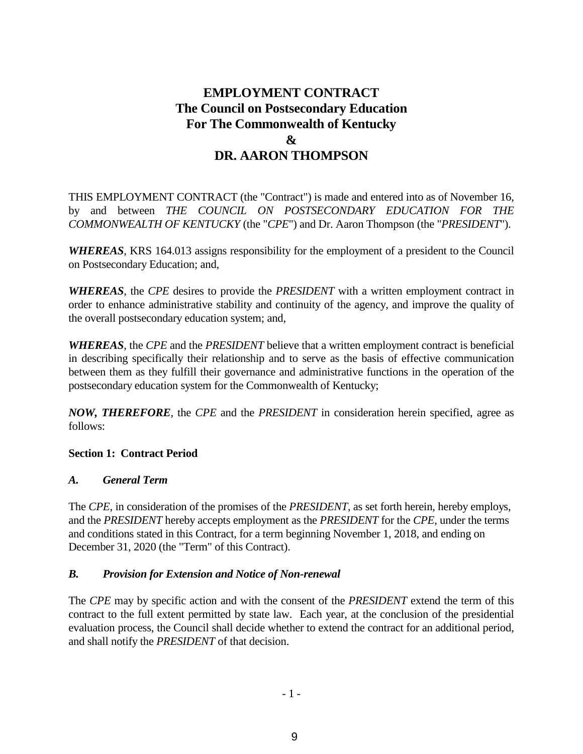# EMPLOYMENT CONTRACT
# The Council on Postsecondary Education
# For The Commonwealth of Kentucky
# &
# DR. AARON THOMPSON

THIS EMPLOYMENT CONTRACT (the "Contract") is made and entered into as of November 16, by and between *THE COUNCIL ON POSTSECONDARY EDUCATION FOR THE COMMONWEALTH OF KENTUCKY* (the "*CPE*") and Dr. Aaron Thompson (the "*PRESIDENT*").

***WHEREAS***, KRS 164.013 assigns responsibility for the employment of a president to the Council on Postsecondary Education; and,

***WHEREAS***, the *CPE* desires to provide the *PRESIDENT* with a written employment contract in order to enhance administrative stability and continuity of the agency, and improve the quality of the overall postsecondary education system; and,

***WHEREAS***, the *CPE* and the *PRESIDENT* believe that a written employment contract is beneficial in describing specifically their relationship and to serve as the basis of effective communication between them as they fulfill their governance and administrative functions in the operation of the postsecondary education system for the Commonwealth of Kentucky;

***NOW, THEREFORE***, the *CPE* and the *PRESIDENT* in consideration herein specified, agree as follows:

**Section 1: Contract Period**

***A. General Term***

The *CPE*, in consideration of the promises of the *PRESIDENT*, as set forth herein, hereby employs, and the *PRESIDENT* hereby accepts employment as the *PRESIDENT* for the *CPE*, under the terms and conditions stated in this Contract, for a term beginning November 1, 2018, and ending on December 31, 2020 (the "Term" of this Contract).

***B. Provision for Extension and Notice of Non-renewal***

The *CPE* may by specific action and with the consent of the *PRESIDENT* extend the term of this contract to the full extent permitted by state law. Each year, at the conclusion of the presidential evaluation process, the Council shall decide whether to extend the contract for an additional period, and shall notify the *PRESIDENT* of that decision.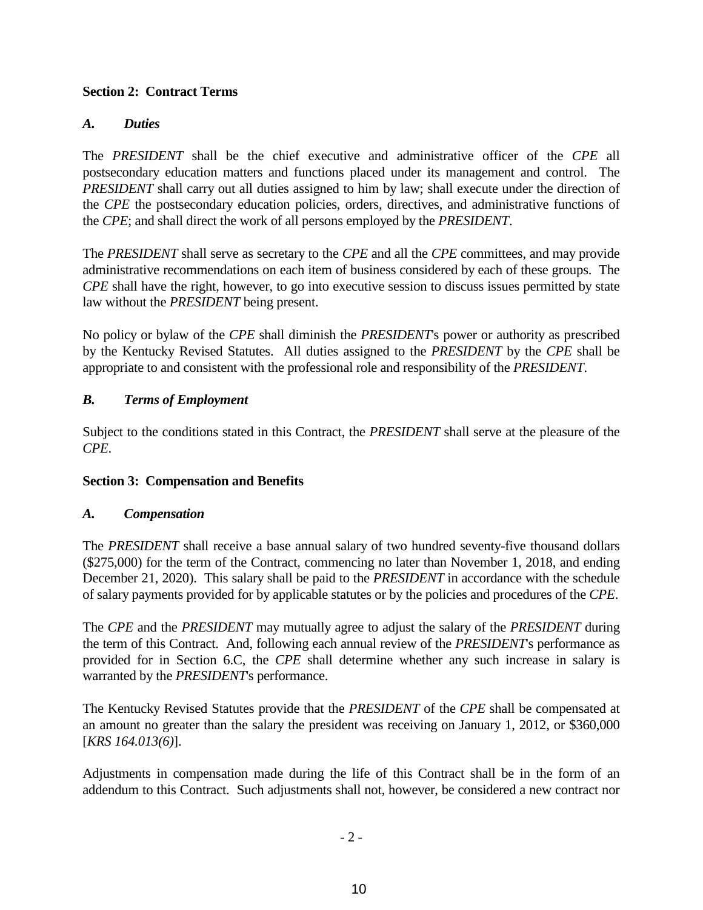**Section 2: Contract Terms**

***A. Duties***

The *PRESIDENT* shall be the chief executive and administrative officer of the *CPE* all postsecondary education matters and functions placed under its management and control. The *PRESIDENT* shall carry out all duties assigned to him by law; shall execute under the direction of the *CPE* the postsecondary education policies, orders, directives, and administrative functions of the *CPE*; and shall direct the work of all persons employed by the *PRESIDENT*.

The *PRESIDENT* shall serve as secretary to the *CPE* and all the *CPE* committees, and may provide administrative recommendations on each item of business considered by each of these groups. The *CPE* shall have the right, however, to go into executive session to discuss issues permitted by state law without the *PRESIDENT* being present.

No policy or bylaw of the *CPE* shall diminish the *PRESIDENT*'s power or authority as prescribed by the Kentucky Revised Statutes. All duties assigned to the *PRESIDENT* by the *CPE* shall be appropriate to and consistent with the professional role and responsibility of the *PRESIDENT*.

***B. Terms of Employment***

Subject to the conditions stated in this Contract, the *PRESIDENT* shall serve at the pleasure of the *CPE*.

**Section 3: Compensation and Benefits**

***A. Compensation***

The *PRESIDENT* shall receive a base annual salary of two hundred seventy-five thousand dollars ($275,000) for the term of the Contract, commencing no later than November 1, 2018, and ending December 21, 2020). This salary shall be paid to the *PRESIDENT* in accordance with the schedule of salary payments provided for by applicable statutes or by the policies and procedures of the *CPE*.

The *CPE* and the *PRESIDENT* may mutually agree to adjust the salary of the *PRESIDENT* during the term of this Contract. And, following each annual review of the *PRESIDENT*'s performance as provided for in Section 6.C, the *CPE* shall determine whether any such increase in salary is warranted by the *PRESIDENT*'s performance.

The Kentucky Revised Statutes provide that the *PRESIDENT* of the *CPE* shall be compensated at an amount no greater than the salary the president was receiving on January 1, 2012, or $360,000 [*KRS 164.013(6)*].

Adjustments in compensation made during the life of this Contract shall be in the form of an addendum to this Contract. Such adjustments shall not, however, be considered a new contract nor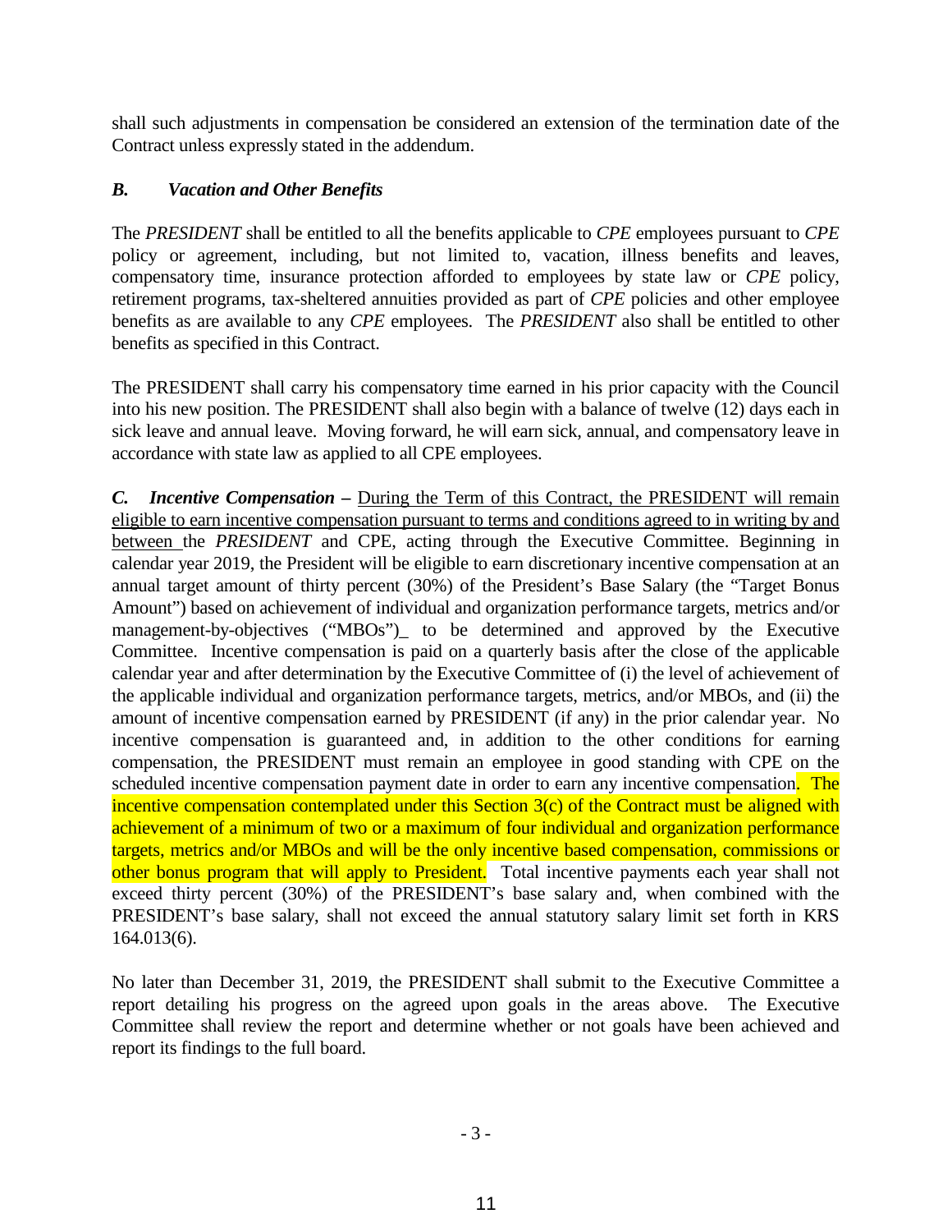shall such adjustments in compensation be considered an extension of the termination date of the Contract unless expressly stated in the addendum.

### *B. Vacation and Other Benefits*

The *PRESIDENT* shall be entitled to all the benefits applicable to *CPE* employees pursuant to *CPE* policy or agreement, including, but not limited to, vacation, illness benefits and leaves, compensatory time, insurance protection afforded to employees by state law or *CPE* policy, retirement programs, tax-sheltered annuities provided as part of *CPE* policies and other employee benefits as are available to any *CPE* employees. The *PRESIDENT* also shall be entitled to other benefits as specified in this Contract.

The PRESIDENT shall carry his compensatory time earned in his prior capacity with the Council into his new position. The PRESIDENT shall also begin with a balance of twelve (12) days each in sick leave and annual leave. Moving forward, he will earn sick, annual, and compensatory leave in accordance with state law as applied to all CPE employees.

***C. Incentive Compensation –*** During the Term of this Contract, the PRESIDENT will remain eligible to earn incentive compensation pursuant to terms and conditions agreed to in writing by and between the *PRESIDENT* and CPE, acting through the Executive Committee. Beginning in calendar year 2019, the President will be eligible to earn discretionary incentive compensation at an annual target amount of thirty percent (30%) of the President's Base Salary (the "Target Bonus Amount") based on achievement of individual and organization performance targets, metrics and/or management-by-objectives ("MBOs")_ to be determined and approved by the Executive Committee. Incentive compensation is paid on a quarterly basis after the close of the applicable calendar year and after determination by the Executive Committee of (i) the level of achievement of the applicable individual and organization performance targets, metrics, and/or MBOs, and (ii) the amount of incentive compensation earned by PRESIDENT (if any) in the prior calendar year. No incentive compensation is guaranteed and, in addition to the other conditions for earning compensation, the PRESIDENT must remain an employee in good standing with CPE on the scheduled incentive compensation payment date in order to earn any incentive compensation. The incentive compensation contemplated under this Section 3(c) of the Contract must be aligned with achievement of a minimum of two or a maximum of four individual and organization performance targets, metrics and/or MBOs and will be the only incentive based compensation, commissions or other bonus program that will apply to President. Total incentive payments each year shall not exceed thirty percent (30%) of the PRESIDENT's base salary and, when combined with the PRESIDENT's base salary, shall not exceed the annual statutory salary limit set forth in KRS 164.013(6).

No later than December 31, 2019, the PRESIDENT shall submit to the Executive Committee a report detailing his progress on the agreed upon goals in the areas above. The Executive Committee shall review the report and determine whether or not goals have been achieved and report its findings to the full board.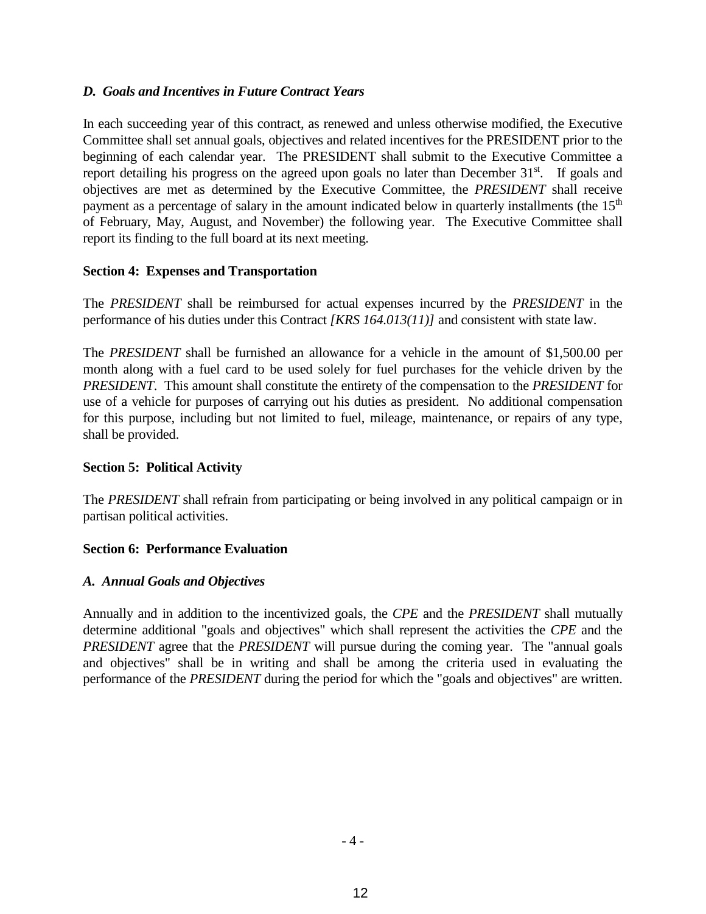### *D. Goals and Incentives in Future Contract Years*

In each succeeding year of this contract, as renewed and unless otherwise modified, the Executive Committee shall set annual goals, objectives and related incentives for the PRESIDENT prior to the beginning of each calendar year. The PRESIDENT shall submit to the Executive Committee a report detailing his progress on the agreed upon goals no later than December 31st. If goals and objectives are met as determined by the Executive Committee, the *PRESIDENT* shall receive payment as a percentage of salary in the amount indicated below in quarterly installments (the 15th of February, May, August, and November) the following year. The Executive Committee shall report its finding to the full board at its next meeting.

## **Section 4: Expenses and Transportation**

The *PRESIDENT* shall be reimbursed for actual expenses incurred by the *PRESIDENT* in the performance of his duties under this Contract *[KRS 164.013(11)]* and consistent with state law.

The *PRESIDENT* shall be furnished an allowance for a vehicle in the amount of $1,500.00 per month along with a fuel card to be used solely for fuel purchases for the vehicle driven by the *PRESIDENT*. This amount shall constitute the entirety of the compensation to the *PRESIDENT* for use of a vehicle for purposes of carrying out his duties as president. No additional compensation for this purpose, including but not limited to fuel, mileage, maintenance, or repairs of any type, shall be provided.

## **Section 5: Political Activity**

The *PRESIDENT* shall refrain from participating or being involved in any political campaign or in partisan political activities.

## **Section 6: Performance Evaluation**

### *A. Annual Goals and Objectives*

Annually and in addition to the incentivized goals, the *CPE* and the *PRESIDENT* shall mutually determine additional "goals and objectives" which shall represent the activities the *CPE* and the *PRESIDENT* agree that the *PRESIDENT* will pursue during the coming year. The "annual goals and objectives" shall be in writing and shall be among the criteria used in evaluating the performance of the *PRESIDENT* during the period for which the "goals and objectives" are written.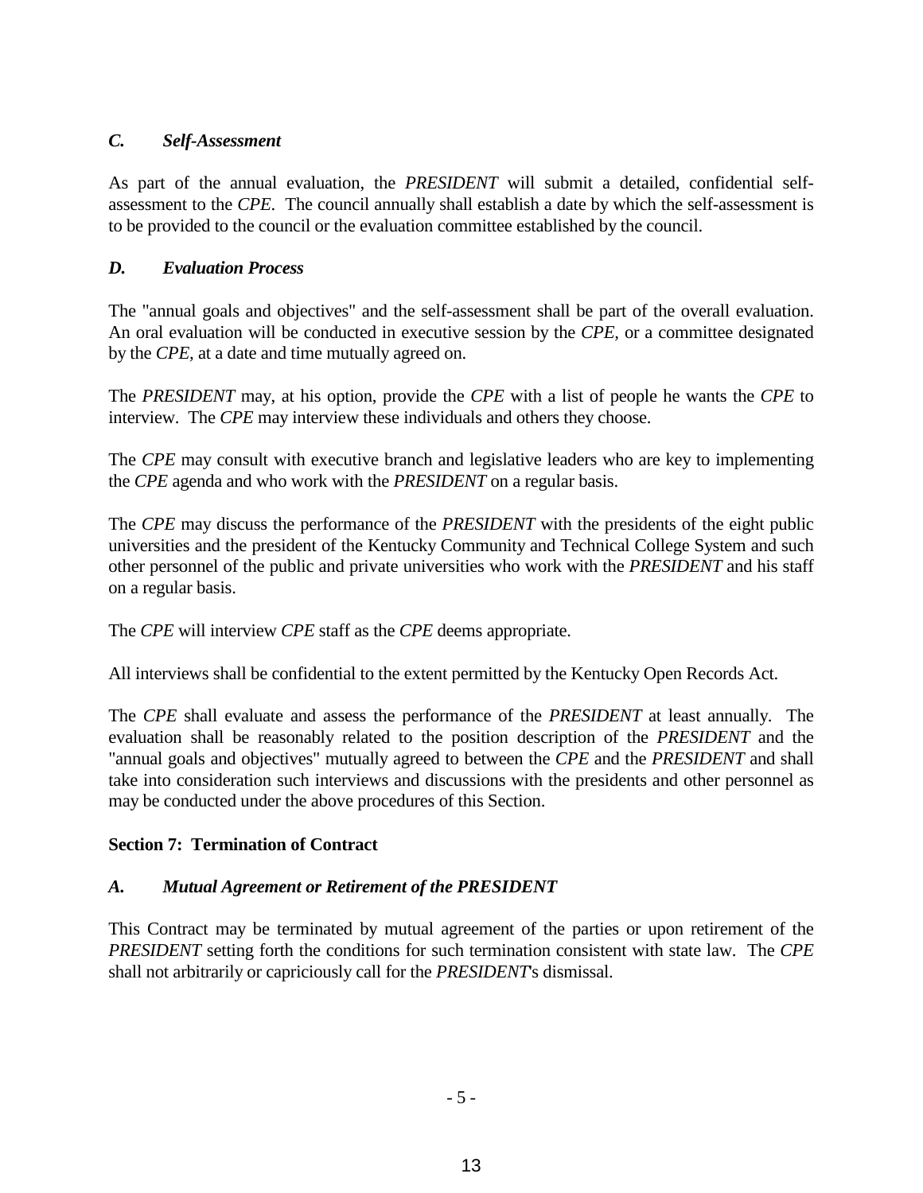### *C. Self-Assessment*

As part of the annual evaluation, the *PRESIDENT* will submit a detailed, confidential self-assessment to the *CPE*. The council annually shall establish a date by which the self-assessment is to be provided to the council or the evaluation committee established by the council.

### *D. Evaluation Process*

The "annual goals and objectives" and the self-assessment shall be part of the overall evaluation. An oral evaluation will be conducted in executive session by the *CPE,* or a committee designated by the *CPE,* at a date and time mutually agreed on.

The *PRESIDENT* may, at his option, provide the *CPE* with a list of people he wants the *CPE* to interview. The *CPE* may interview these individuals and others they choose.

The *CPE* may consult with executive branch and legislative leaders who are key to implementing the *CPE* agenda and who work with the *PRESIDENT* on a regular basis.

The *CPE* may discuss the performance of the *PRESIDENT* with the presidents of the eight public universities and the president of the Kentucky Community and Technical College System and such other personnel of the public and private universities who work with the *PRESIDENT* and his staff on a regular basis.

The *CPE* will interview *CPE* staff as the *CPE* deems appropriate.

All interviews shall be confidential to the extent permitted by the Kentucky Open Records Act.

The *CPE* shall evaluate and assess the performance of the *PRESIDENT* at least annually. The evaluation shall be reasonably related to the position description of the *PRESIDENT* and the "annual goals and objectives" mutually agreed to between the *CPE* and the *PRESIDENT* and shall take into consideration such interviews and discussions with the presidents and other personnel as may be conducted under the above procedures of this Section.

## **Section 7: Termination of Contract**

### *A. Mutual Agreement or Retirement of the PRESIDENT*

This Contract may be terminated by mutual agreement of the parties or upon retirement of the *PRESIDENT* setting forth the conditions for such termination consistent with state law. The *CPE* shall not arbitrarily or capriciously call for the *PRESIDENT*'s dismissal.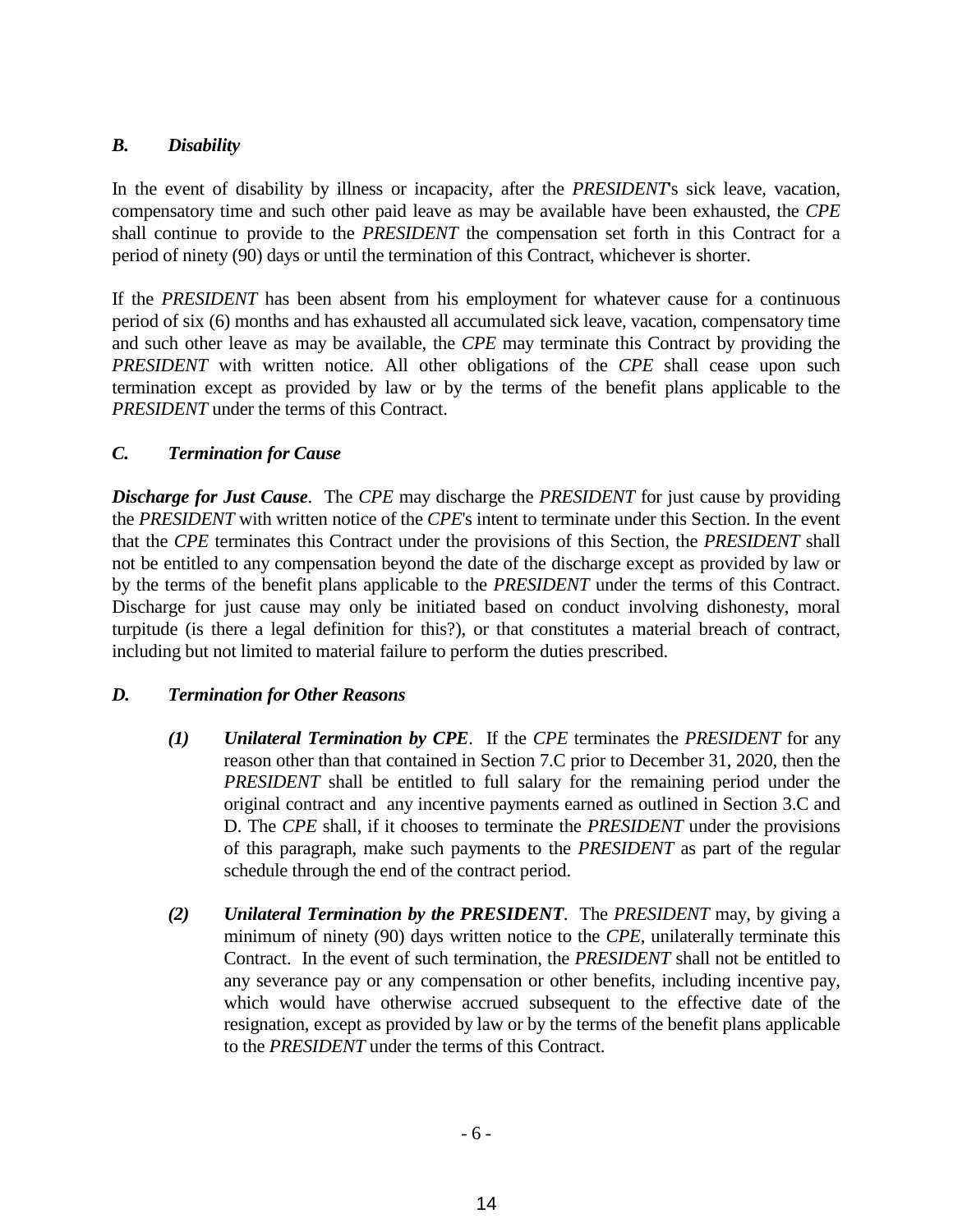### *B. Disability*

In the event of disability by illness or incapacity, after the *PRESIDENT*'s sick leave, vacation, compensatory time and such other paid leave as may be available have been exhausted, the *CPE* shall continue to provide to the *PRESIDENT* the compensation set forth in this Contract for a period of ninety (90) days or until the termination of this Contract, whichever is shorter.

If the *PRESIDENT* has been absent from his employment for whatever cause for a continuous period of six (6) months and has exhausted all accumulated sick leave, vacation, compensatory time and such other leave as may be available, the *CPE* may terminate this Contract by providing the *PRESIDENT* with written notice. All other obligations of the *CPE* shall cease upon such termination except as provided by law or by the terms of the benefit plans applicable to the *PRESIDENT* under the terms of this Contract.

### *C. Termination for Cause*

***Discharge for Just Cause***. The *CPE* may discharge the *PRESIDENT* for just cause by providing the *PRESIDENT* with written notice of the *CPE*'s intent to terminate under this Section. In the event that the *CPE* terminates this Contract under the provisions of this Section, the *PRESIDENT* shall not be entitled to any compensation beyond the date of the discharge except as provided by law or by the terms of the benefit plans applicable to the *PRESIDENT* under the terms of this Contract. Discharge for just cause may only be initiated based on conduct involving dishonesty, moral turpitude (is there a legal definition for this?), or that constitutes a material breach of contract, including but not limited to material failure to perform the duties prescribed.

### *D. Termination for Other Reasons*

***(1) Unilateral Termination by CPE***. If the *CPE* terminates the *PRESIDENT* for any reason other than that contained in Section 7.C prior to December 31, 2020, then the *PRESIDENT* shall be entitled to full salary for the remaining period under the original contract and any incentive payments earned as outlined in Section 3.C and D. The *CPE* shall, if it chooses to terminate the *PRESIDENT* under the provisions of this paragraph, make such payments to the *PRESIDENT* as part of the regular schedule through the end of the contract period.

***(2) Unilateral Termination by the PRESIDENT***. The *PRESIDENT* may, by giving a minimum of ninety (90) days written notice to the *CPE*, unilaterally terminate this Contract. In the event of such termination, the *PRESIDENT* shall not be entitled to any severance pay or any compensation or other benefits, including incentive pay, which would have otherwise accrued subsequent to the effective date of the resignation, except as provided by law or by the terms of the benefit plans applicable to the *PRESIDENT* under the terms of this Contract.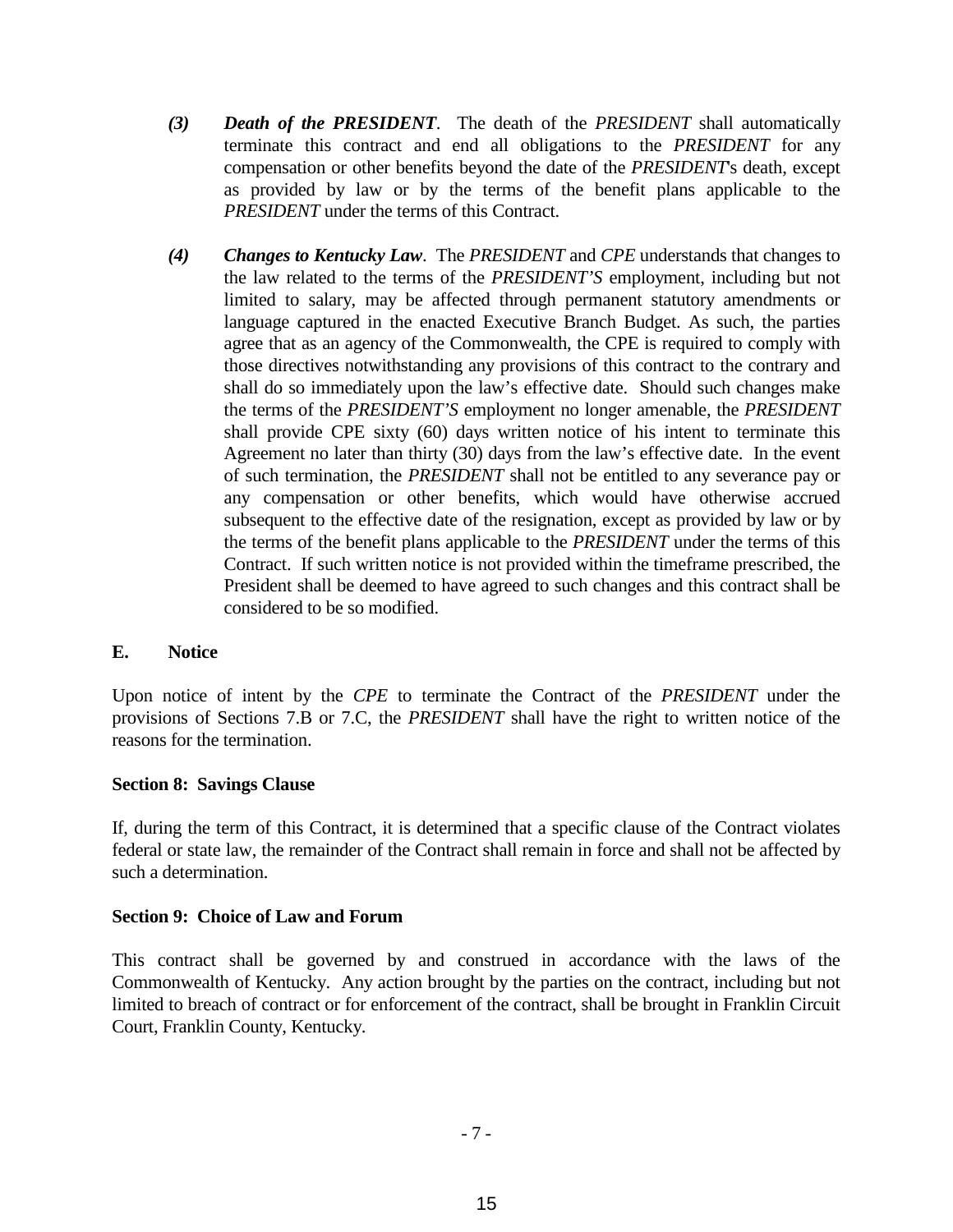*(3)* ***Death of the PRESIDENT***. The death of the *PRESIDENT* shall automatically terminate this contract and end all obligations to the *PRESIDENT* for any compensation or other benefits beyond the date of the *PRESIDENT*'s death, except as provided by law or by the terms of the benefit plans applicable to the *PRESIDENT* under the terms of this Contract.

*(4)* ***Changes to Kentucky Law***. The *PRESIDENT* and *CPE* understands that changes to the law related to the terms of the *PRESIDENT'S* employment, including but not limited to salary, may be affected through permanent statutory amendments or language captured in the enacted Executive Branch Budget. As such, the parties agree that as an agency of the Commonwealth, the CPE is required to comply with those directives notwithstanding any provisions of this contract to the contrary and shall do so immediately upon the law's effective date. Should such changes make the terms of the *PRESIDENT'S* employment no longer amenable, the *PRESIDENT* shall provide CPE sixty (60) days written notice of his intent to terminate this Agreement no later than thirty (30) days from the law's effective date. In the event of such termination, the *PRESIDENT* shall not be entitled to any severance pay or any compensation or other benefits, which would have otherwise accrued subsequent to the effective date of the resignation, except as provided by law or by the terms of the benefit plans applicable to the *PRESIDENT* under the terms of this Contract. If such written notice is not provided within the timeframe prescribed, the President shall be deemed to have agreed to such changes and this contract shall be considered to be so modified.

**E. Notice**

Upon notice of intent by the *CPE* to terminate the Contract of the *PRESIDENT* under the provisions of Sections 7.B or 7.C, the *PRESIDENT* shall have the right to written notice of the reasons for the termination.

**Section 8: Savings Clause**

If, during the term of this Contract, it is determined that a specific clause of the Contract violates federal or state law, the remainder of the Contract shall remain in force and shall not be affected by such a determination.

**Section 9: Choice of Law and Forum**

This contract shall be governed by and construed in accordance with the laws of the Commonwealth of Kentucky. Any action brought by the parties on the contract, including but not limited to breach of contract or for enforcement of the contract, shall be brought in Franklin Circuit Court, Franklin County, Kentucky.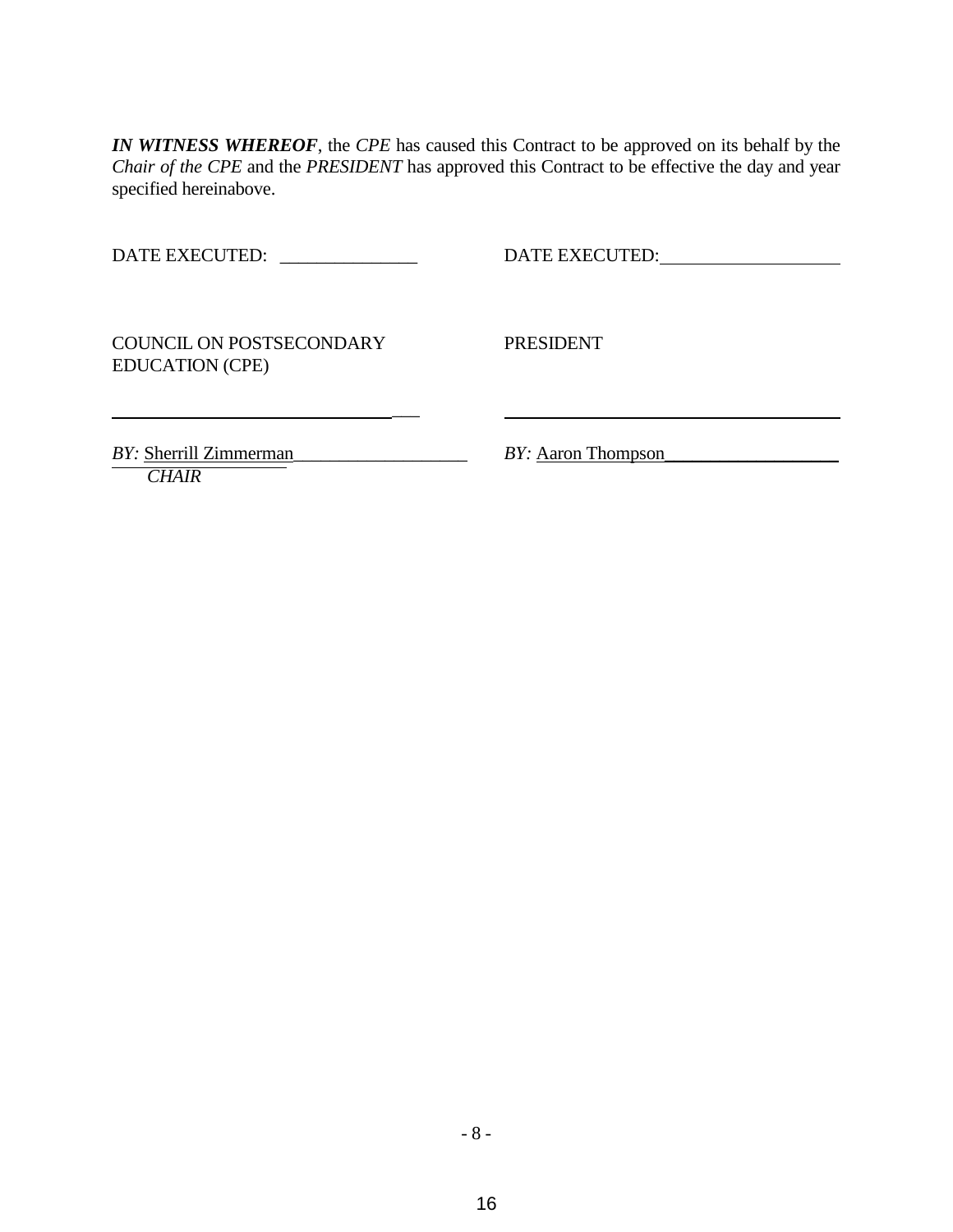***IN WITNESS WHEREOF***, the *CPE* has caused this Contract to be approved on its behalf by the *Chair of the CPE* and the *PRESIDENT* has approved this Contract to be effective the day and year specified hereinabove.

DATE EXECUTED: _______________

DATE EXECUTED: ____________________

COUNCIL ON POSTSECONDARY EDUCATION (CPE)

______________________________

*BY:* Sherrill Zimmerman___________________
*CHAIR*

PRESIDENT

______________________________

*BY:* Aaron Thompson___________________